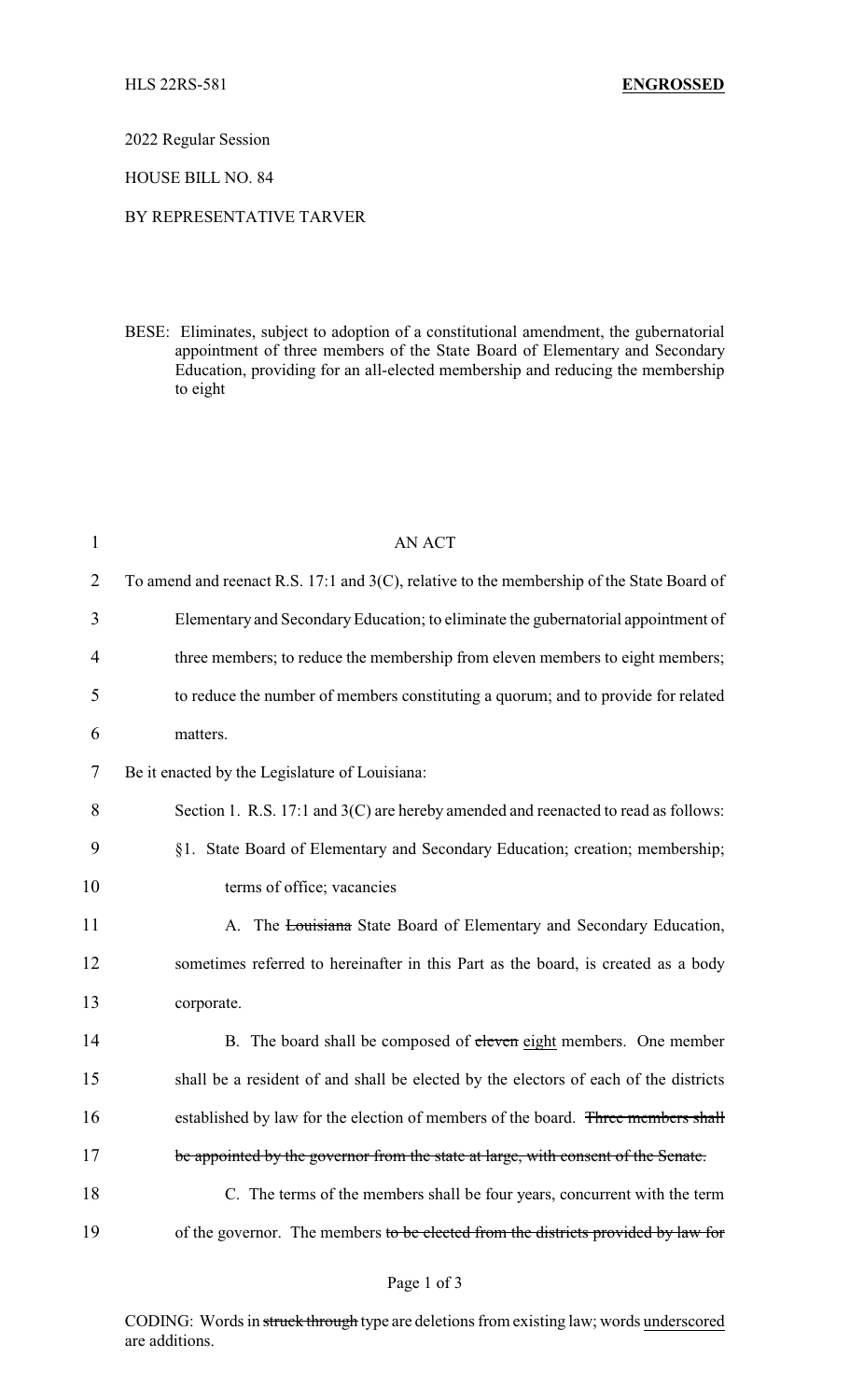HLS 22RS-581 **ENGROSSED**

2022 Regular Session

HOUSE BILL NO. 84

BY REPRESENTATIVE TARVER

BESE: Eliminates, subject to adoption of a constitutional amendment, the gubernatorial appointment of three members of the State Board of Elementary and Secondary Education, providing for an all-elected membership and reducing the membership to eight

AN ACT

To amend and reenact R.S. 17:1 and 3(C), relative to the membership of the State Board of Elementary and Secondary Education; to eliminate the gubernatorial appointment of three members; to reduce the membership from eleven members to eight members; to reduce the number of members constituting a quorum; and to provide for related matters.

Be it enacted by the Legislature of Louisiana:

Section 1. R.S. 17:1 and 3(C) are hereby amended and reenacted to read as follows:

§1. State Board of Elementary and Secondary Education; creation; membership; terms of office; vacancies

A. The ~~Louisiana~~ State Board of Elementary and Secondary Education, sometimes referred to hereinafter in this Part as the board, is created as a body corporate.

B. The board shall be composed of ~~eleven~~ <u>eight</u> members. One member shall be a resident of and shall be elected by the electors of each of the districts established by law for the election of members of the board. ~~Three members shall be appointed by the governor from the state at large, with consent of the Senate.~~

C. The terms of the members shall be four years, concurrent with the term of the governor. The members ~~to be elected from the districts provided by law for~~

CODING: Words in ~~struck through~~ type are deletions from existing law; words <u>underscored</u> are additions.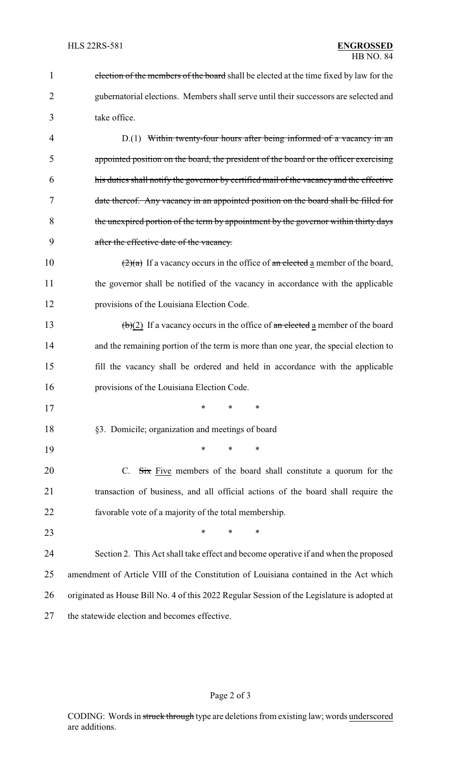~~election of the members of the board~~ shall be elected at the time fixed by law for the gubernatorial elections. Members shall serve until their successors are selected and take office.

D.(1) ~~Within twenty-four hours after being informed of a vacancy in an appointed position on the board, the president of the board or the officer exercising his duties shall notify the governor by certified mail of the vacancy and the effective date thereof. Any vacancy in an appointed position on the board shall be filled for the unexpired portion of the term by appointment by the governor within thirty days after the effective date of the vacancy.~~

~~(2)(a)~~ If a vacancy occurs in the office of ~~an elected~~ <u>a</u> member of the board, the governor shall be notified of the vacancy in accordance with the applicable provisions of the Louisiana Election Code.

~~(b)~~<u>(2)</u> If a vacancy occurs in the office of ~~an elected~~ <u>a</u> member of the board and the remaining portion of the term is more than one year, the special election to fill the vacancy shall be ordered and held in accordance with the applicable provisions of the Louisiana Election Code.

\* \* \*

§3. Domicile; organization and meetings of board

\* \* \*

C. ~~Six~~ <u>Five</u> members of the board shall constitute a quorum for the transaction of business, and all official actions of the board shall require the favorable vote of a majority of the total membership.

\* \* \*

Section 2. This Act shall take effect and become operative if and when the proposed amendment of Article VIII of the Constitution of Louisiana contained in the Act which originated as House Bill No. 4 of this 2022 Regular Session of the Legislature is adopted at the statewide election and becomes effective.

CODING: Words in ~~struck through~~ type are deletions from existing law; words <u>underscored</u> are additions.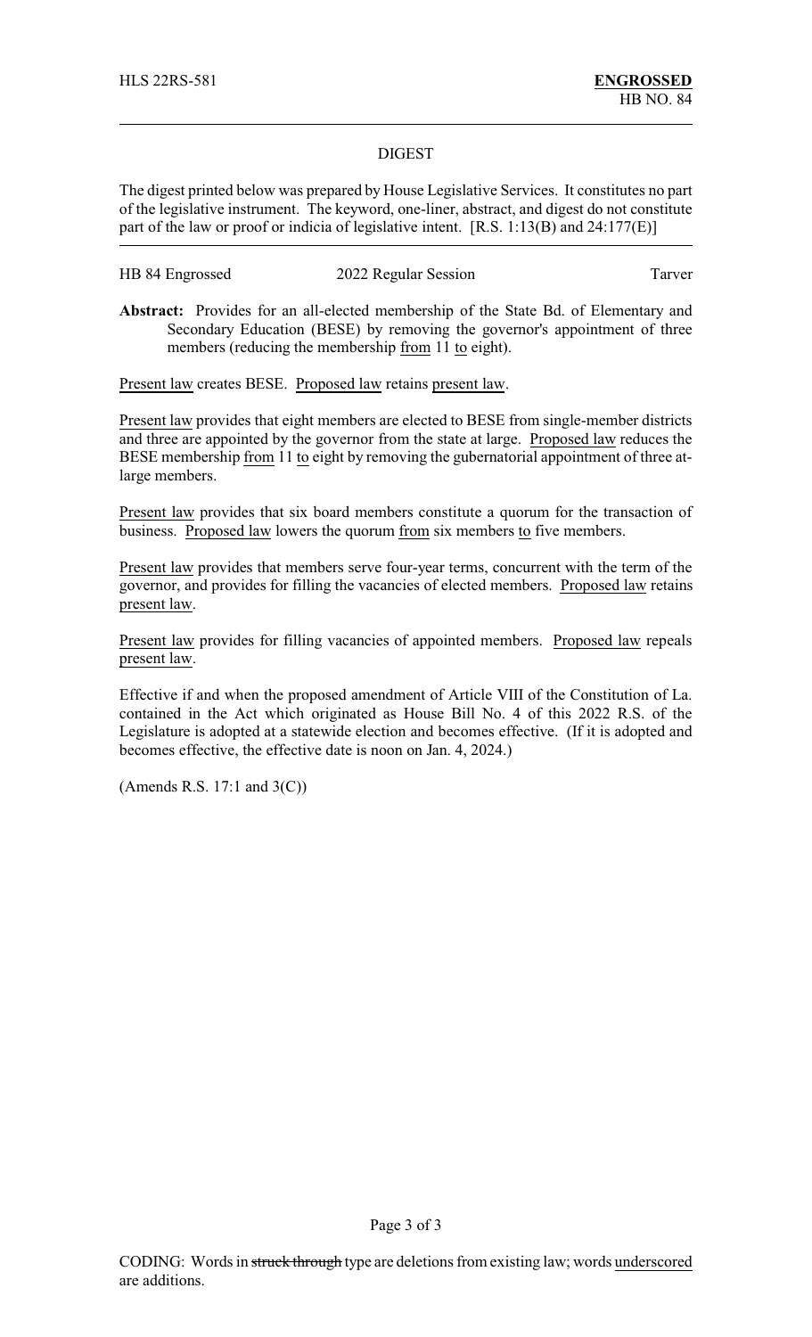HLS 22RS-581 **ENGROSSED**
HB NO. 84

## DIGEST

The digest printed below was prepared by House Legislative Services. It constitutes no part of the legislative instrument. The keyword, one-liner, abstract, and digest do not constitute part of the law or proof or indicia of legislative intent. [R.S. 1:13(B) and 24:177(E)]

HB 84 Engrossed 2022 Regular Session Tarver

**Abstract:** Provides for an all-elected membership of the State Bd. of Elementary and Secondary Education (BESE) by removing the governor's appointment of three members (reducing the membership from 11 to eight).

Present law creates BESE. Proposed law retains present law.

Present law provides that eight members are elected to BESE from single-member districts and three are appointed by the governor from the state at large. Proposed law reduces the BESE membership from 11 to eight by removing the gubernatorial appointment of three at-large members.

Present law provides that six board members constitute a quorum for the transaction of business. Proposed law lowers the quorum from six members to five members.

Present law provides that members serve four-year terms, concurrent with the term of the governor, and provides for filling the vacancies of elected members. Proposed law retains present law.

Present law provides for filling vacancies of appointed members. Proposed law repeals present law.

Effective if and when the proposed amendment of Article VIII of the Constitution of La. contained in the Act which originated as House Bill No. 4 of this 2022 R.S. of the Legislature is adopted at a statewide election and becomes effective. (If it is adopted and becomes effective, the effective date is noon on Jan. 4, 2024.)

(Amends R.S. 17:1 and 3(C))

CODING: Words in ~~struck through~~ type are deletions from existing law; words underscored are additions.